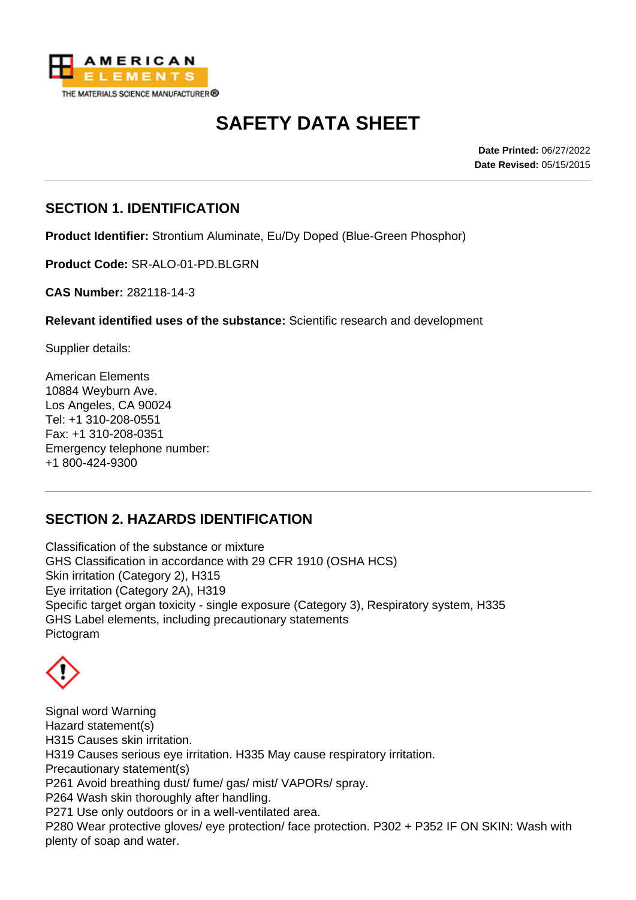AMERICAN ELEMENTS
THE MATERIALS SCIENCE MANUFACTURER®

# SAFETY DATA SHEET

**Date Printed:** 06/27/2022
**Date Revised:** 05/15/2015

## SECTION 1. IDENTIFICATION

**Product Identifier:** Strontium Aluminate, Eu/Dy Doped (Blue-Green Phosphor)

**Product Code:** SR-ALO-01-PD.BLGRN

**CAS Number:** 282118-14-3

**Relevant identified uses of the substance:** Scientific research and development

Supplier details:

American Elements
10884 Weyburn Ave.
Los Angeles, CA 90024
Tel: +1 310-208-0551
Fax: +1 310-208-0351
Emergency telephone number:
+1 800-424-9300

## SECTION 2. HAZARDS IDENTIFICATION

Classification of the substance or mixture
GHS Classification in accordance with 29 CFR 1910 (OSHA HCS)
Skin irritation (Category 2), H315
Eye irritation (Category 2A), H319
Specific target organ toxicity - single exposure (Category 3), Respiratory system, H335
GHS Label elements, including precautionary statements
Pictogram

Signal word Warning
Hazard statement(s)
H315 Causes skin irritation.
H319 Causes serious eye irritation. H335 May cause respiratory irritation.
Precautionary statement(s)
P261 Avoid breathing dust/ fume/ gas/ mist/ VAPORs/ spray.
P264 Wash skin thoroughly after handling.
P271 Use only outdoors or in a well-ventilated area.
P280 Wear protective gloves/ eye protection/ face protection. P302 + P352 IF ON SKIN: Wash with plenty of soap and water.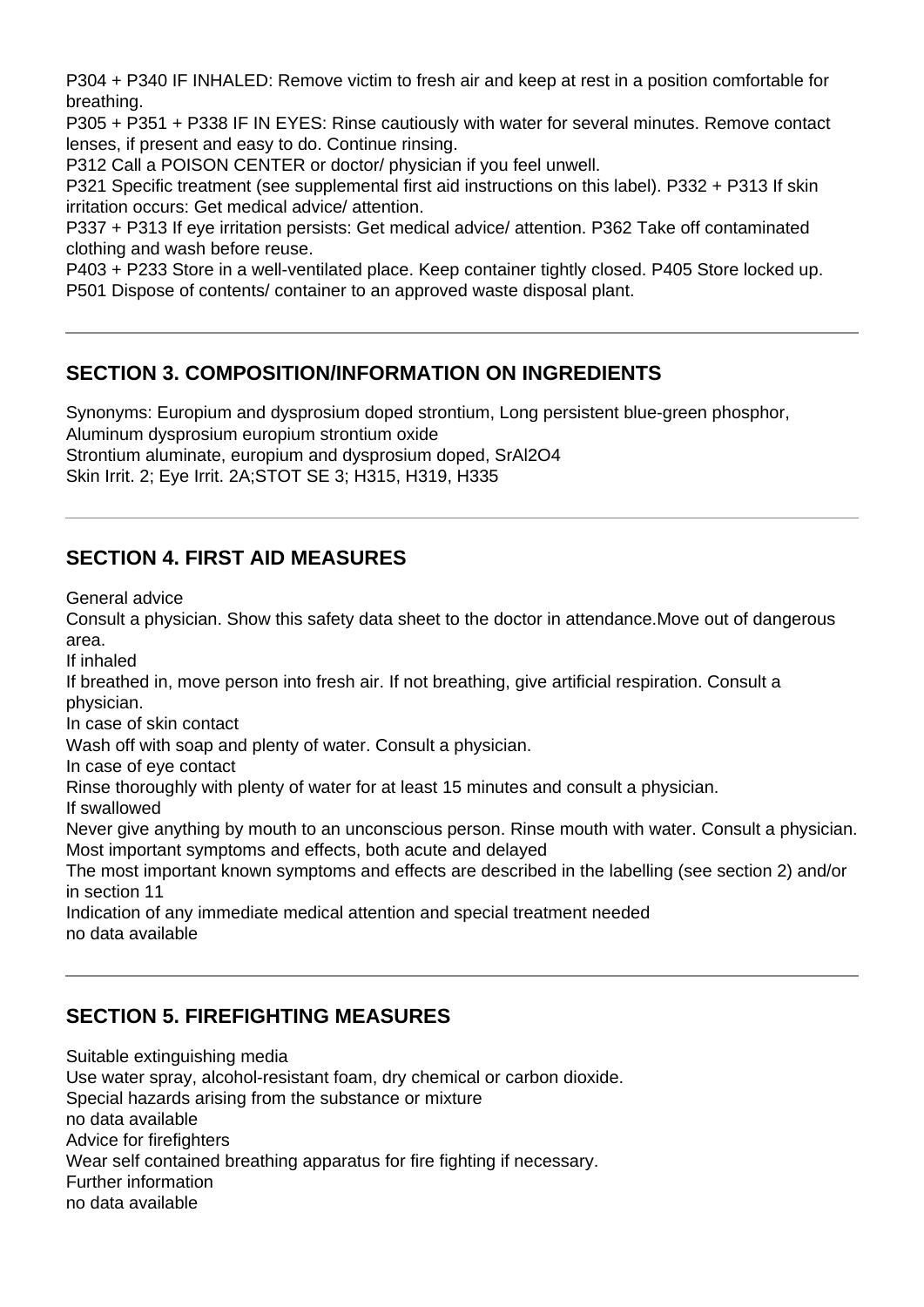P304 + P340 IF INHALED: Remove victim to fresh air and keep at rest in a position comfortable for breathing.
P305 + P351 + P338 IF IN EYES: Rinse cautiously with water for several minutes. Remove contact lenses, if present and easy to do. Continue rinsing.
P312 Call a POISON CENTER or doctor/ physician if you feel unwell.
P321 Specific treatment (see supplemental first aid instructions on this label). P332 + P313 If skin irritation occurs: Get medical advice/ attention.
P337 + P313 If eye irritation persists: Get medical advice/ attention. P362 Take off contaminated clothing and wash before reuse.
P403 + P233 Store in a well-ventilated place. Keep container tightly closed. P405 Store locked up.
P501 Dispose of contents/ container to an approved waste disposal plant.

---

## SECTION 3. COMPOSITION/INFORMATION ON INGREDIENTS

Synonyms: Europium and dysprosium doped strontium, Long persistent blue-green phosphor, Aluminum dysprosium europium strontium oxide
Strontium aluminate, europium and dysprosium doped, $SrAl_2O_4$
Skin Irrit. 2; Eye Irrit. 2A;STOT SE 3; H315, H319, H335

---

## SECTION 4. FIRST AID MEASURES

General advice
Consult a physician. Show this safety data sheet to the doctor in attendance.Move out of dangerous area.
If inhaled
If breathed in, move person into fresh air. If not breathing, give artificial respiration. Consult a physician.
In case of skin contact
Wash off with soap and plenty of water. Consult a physician.
In case of eye contact
Rinse thoroughly with plenty of water for at least 15 minutes and consult a physician.
If swallowed
Never give anything by mouth to an unconscious person. Rinse mouth with water. Consult a physician.
Most important symptoms and effects, both acute and delayed
The most important known symptoms and effects are described in the labelling (see section 2) and/or in section 11
Indication of any immediate medical attention and special treatment needed
no data available

---

## SECTION 5. FIREFIGHTING MEASURES

Suitable extinguishing media
Use water spray, alcohol-resistant foam, dry chemical or carbon dioxide.
Special hazards arising from the substance or mixture
no data available
Advice for firefighters
Wear self contained breathing apparatus for fire fighting if necessary.
Further information
no data available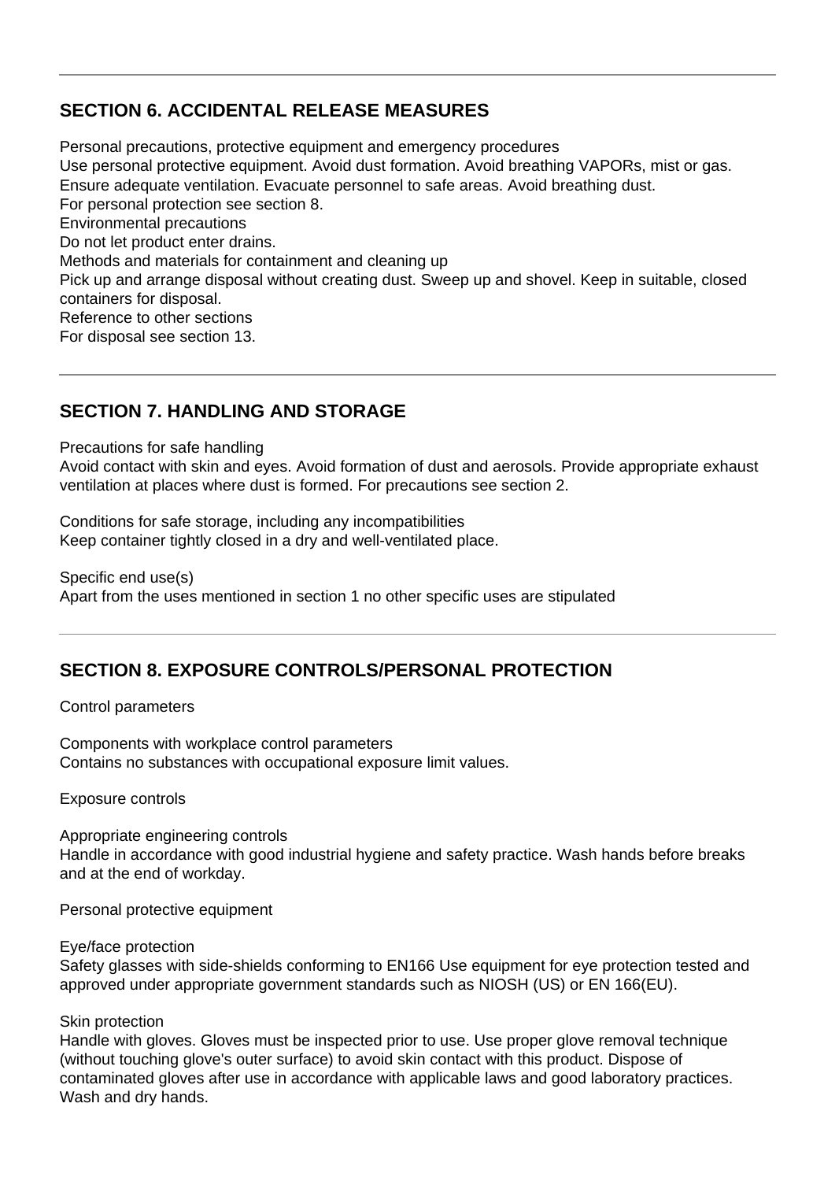## SECTION 6. ACCIDENTAL RELEASE MEASURES

Personal precautions, protective equipment and emergency procedures
Use personal protective equipment. Avoid dust formation. Avoid breathing VAPORs, mist or gas. Ensure adequate ventilation. Evacuate personnel to safe areas. Avoid breathing dust.
For personal protection see section 8.
Environmental precautions
Do not let product enter drains.
Methods and materials for containment and cleaning up
Pick up and arrange disposal without creating dust. Sweep up and shovel. Keep in suitable, closed containers for disposal.
Reference to other sections
For disposal see section 13.

## SECTION 7. HANDLING AND STORAGE

Precautions for safe handling
Avoid contact with skin and eyes. Avoid formation of dust and aerosols. Provide appropriate exhaust ventilation at places where dust is formed. For precautions see section 2.

Conditions for safe storage, including any incompatibilities
Keep container tightly closed in a dry and well-ventilated place.

Specific end use(s)
Apart from the uses mentioned in section 1 no other specific uses are stipulated

## SECTION 8. EXPOSURE CONTROLS/PERSONAL PROTECTION

Control parameters

Components with workplace control parameters
Contains no substances with occupational exposure limit values.

Exposure controls

Appropriate engineering controls
Handle in accordance with good industrial hygiene and safety practice. Wash hands before breaks and at the end of workday.

Personal protective equipment

Eye/face protection
Safety glasses with side-shields conforming to EN166 Use equipment for eye protection tested and approved under appropriate government standards such as NIOSH (US) or EN 166(EU).

Skin protection
Handle with gloves. Gloves must be inspected prior to use. Use proper glove removal technique (without touching glove's outer surface) to avoid skin contact with this product. Dispose of contaminated gloves after use in accordance with applicable laws and good laboratory practices. Wash and dry hands.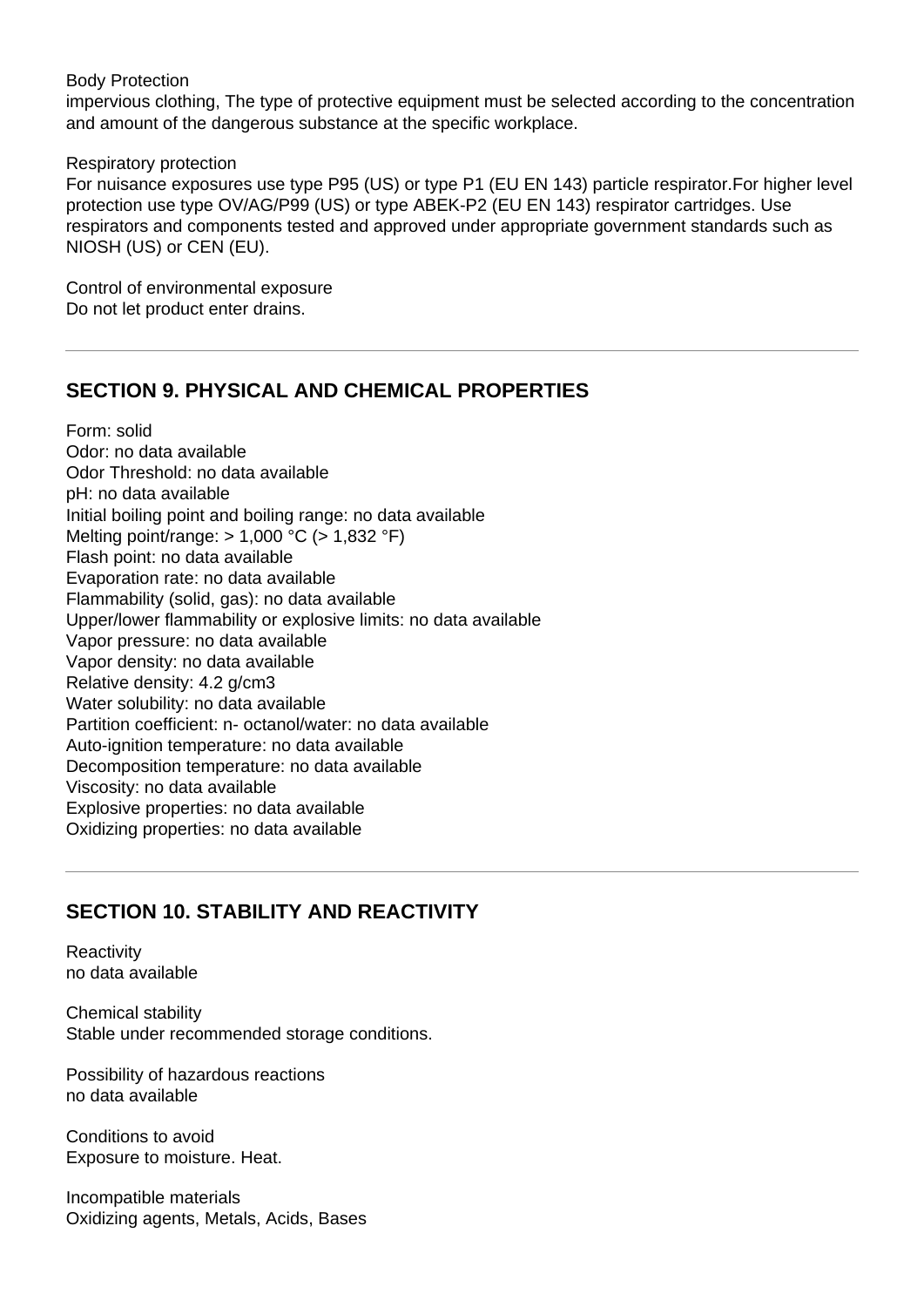Body Protection
impervious clothing, The type of protective equipment must be selected according to the concentration and amount of the dangerous substance at the specific workplace.

Respiratory protection
For nuisance exposures use type P95 (US) or type P1 (EU EN 143) particle respirator.For higher level protection use type OV/AG/P99 (US) or type ABEK-P2 (EU EN 143) respirator cartridges. Use respirators and components tested and approved under appropriate government standards such as NIOSH (US) or CEN (EU).

Control of environmental exposure
Do not let product enter drains.

---

## SECTION 9. PHYSICAL AND CHEMICAL PROPERTIES

Form: solid
Odor: no data available
Odor Threshold: no data available
pH: no data available
Initial boiling point and boiling range: no data available
Melting point/range: > 1,000 °C (> 1,832 °F)
Flash point: no data available
Evaporation rate: no data available
Flammability (solid, gas): no data available
Upper/lower flammability or explosive limits: no data available
Vapor pressure: no data available
Vapor density: no data available
Relative density: 4.2 g/cm3
Water solubility: no data available
Partition coefficient: n- octanol/water: no data available
Auto-ignition temperature: no data available
Decomposition temperature: no data available
Viscosity: no data available
Explosive properties: no data available
Oxidizing properties: no data available

---

## SECTION 10. STABILITY AND REACTIVITY

Reactivity
no data available

Chemical stability
Stable under recommended storage conditions.

Possibility of hazardous reactions
no data available

Conditions to avoid
Exposure to moisture. Heat.

Incompatible materials
Oxidizing agents, Metals, Acids, Bases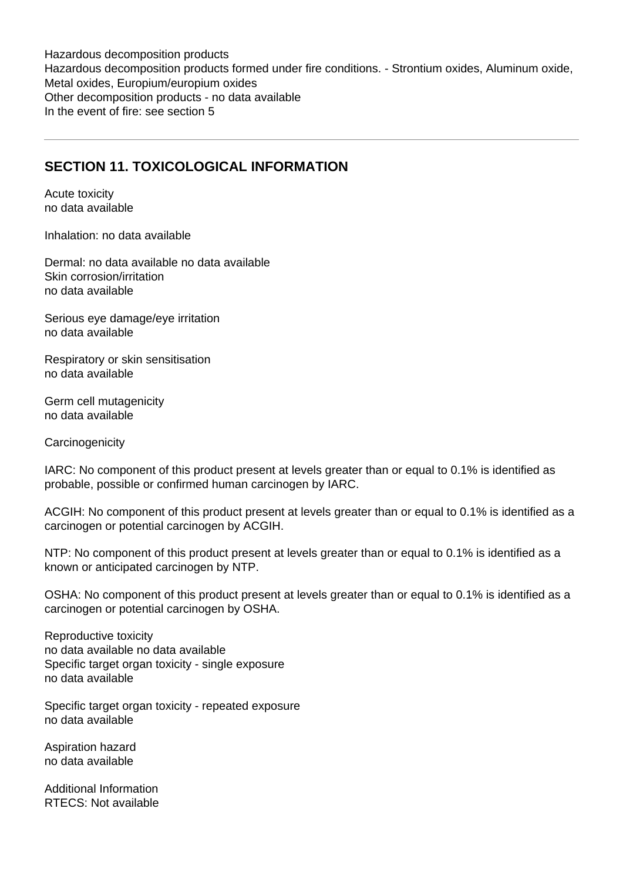Hazardous decomposition products
Hazardous decomposition products formed under fire conditions. - Strontium oxides, Aluminum oxide, Metal oxides, Europium/europium oxides
Other decomposition products - no data available
In the event of fire: see section 5

---

## SECTION 11. TOXICOLOGICAL INFORMATION

Acute toxicity
no data available

Inhalation: no data available

Dermal: no data available no data available
Skin corrosion/irritation
no data available

Serious eye damage/eye irritation
no data available

Respiratory or skin sensitisation
no data available

Germ cell mutagenicity
no data available

Carcinogenicity

IARC: No component of this product present at levels greater than or equal to 0.1% is identified as probable, possible or confirmed human carcinogen by IARC.

ACGIH: No component of this product present at levels greater than or equal to 0.1% is identified as a carcinogen or potential carcinogen by ACGIH.

NTP: No component of this product present at levels greater than or equal to 0.1% is identified as a known or anticipated carcinogen by NTP.

OSHA: No component of this product present at levels greater than or equal to 0.1% is identified as a carcinogen or potential carcinogen by OSHA.

Reproductive toxicity
no data available no data available
Specific target organ toxicity - single exposure
no data available

Specific target organ toxicity - repeated exposure
no data available

Aspiration hazard
no data available

Additional Information
RTECS: Not available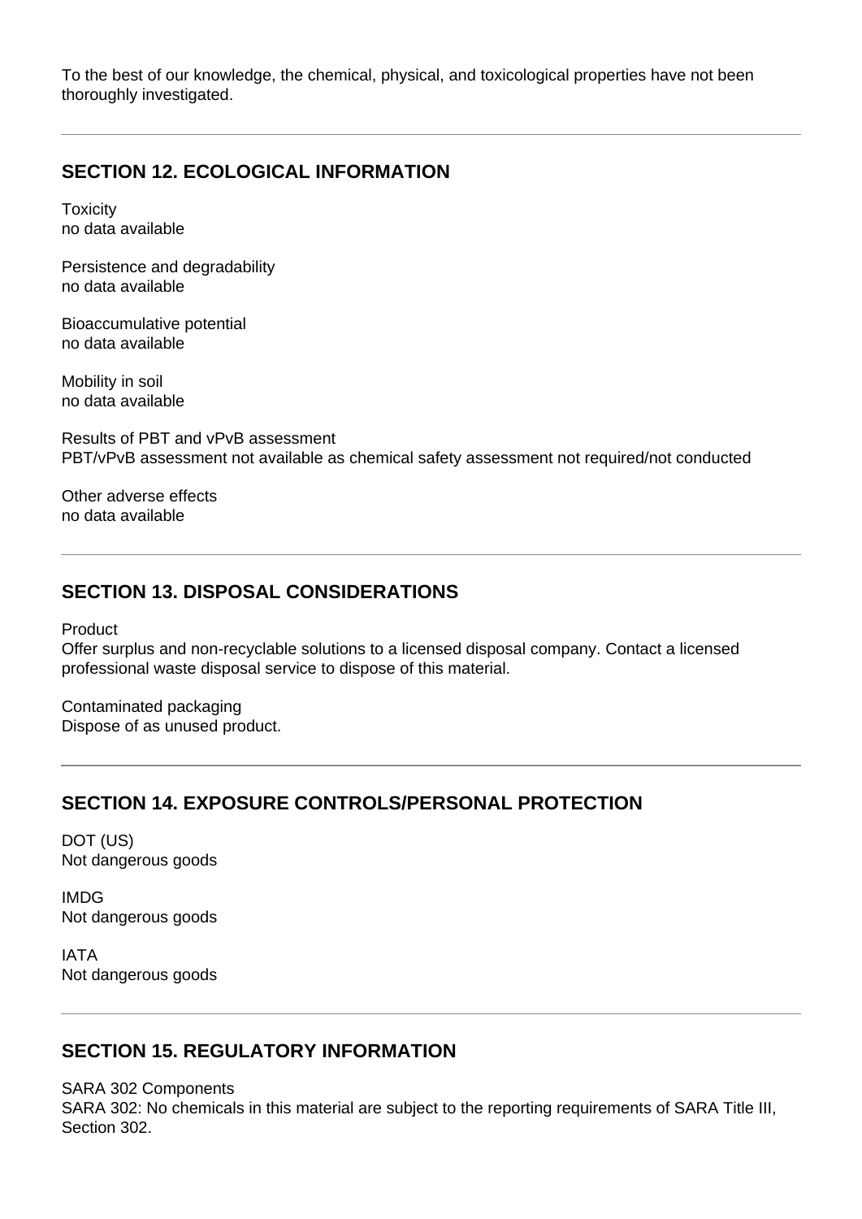To the best of our knowledge, the chemical, physical, and toxicological properties have not been thoroughly investigated.

---

## SECTION 12. ECOLOGICAL INFORMATION

Toxicity
no data available

Persistence and degradability
no data available

Bioaccumulative potential
no data available

Mobility in soil
no data available

Results of PBT and vPvB assessment
PBT/vPvB assessment not available as chemical safety assessment not required/not conducted

Other adverse effects
no data available

---

## SECTION 13. DISPOSAL CONSIDERATIONS

Product
Offer surplus and non-recyclable solutions to a licensed disposal company. Contact a licensed professional waste disposal service to dispose of this material.

Contaminated packaging
Dispose of as unused product.

---

## SECTION 14. EXPOSURE CONTROLS/PERSONAL PROTECTION

DOT (US)
Not dangerous goods

IMDG
Not dangerous goods

IATA
Not dangerous goods

---

## SECTION 15. REGULATORY INFORMATION

SARA 302 Components
SARA 302: No chemicals in this material are subject to the reporting requirements of SARA Title III, Section 302.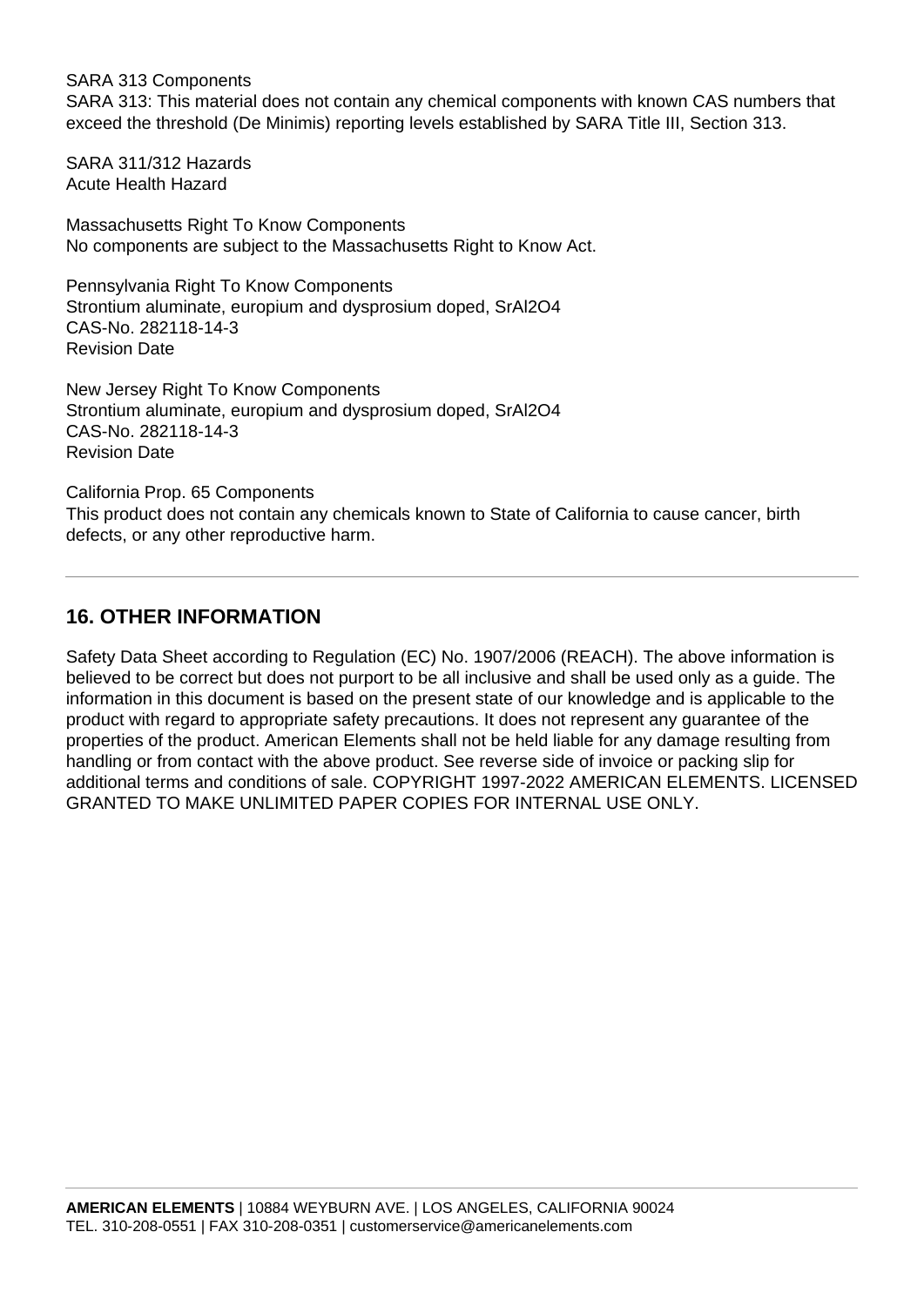SARA 313 Components
SARA 313: This material does not contain any chemical components with known CAS numbers that exceed the threshold (De Minimis) reporting levels established by SARA Title III, Section 313.

SARA 311/312 Hazards
Acute Health Hazard

Massachusetts Right To Know Components
No components are subject to the Massachusetts Right to Know Act.

Pennsylvania Right To Know Components
Strontium aluminate, europium and dysprosium doped, $SrAl_2O_4$
CAS-No. 282118-14-3
Revision Date

New Jersey Right To Know Components
Strontium aluminate, europium and dysprosium doped, $SrAl_2O_4$
CAS-No. 282118-14-3
Revision Date

California Prop. 65 Components
This product does not contain any chemicals known to State of California to cause cancer, birth defects, or any other reproductive harm.

---

## 16. OTHER INFORMATION

Safety Data Sheet according to Regulation (EC) No. 1907/2006 (REACH). The above information is believed to be correct but does not purport to be all inclusive and shall be used only as a guide. The information in this document is based on the present state of our knowledge and is applicable to the product with regard to appropriate safety precautions. It does not represent any guarantee of the properties of the product. American Elements shall not be held liable for any damage resulting from handling or from contact with the above product. See reverse side of invoice or packing slip for additional terms and conditions of sale. COPYRIGHT 1997-2022 AMERICAN ELEMENTS. LICENSED GRANTED TO MAKE UNLIMITED PAPER COPIES FOR INTERNAL USE ONLY.